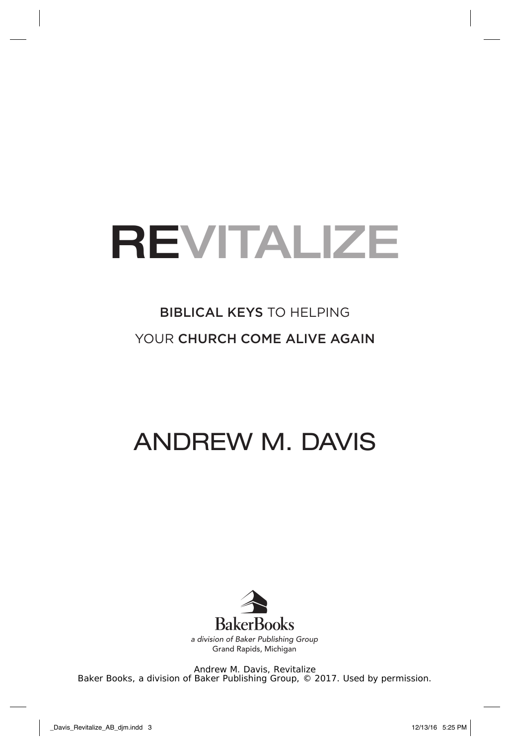# REVITALIZE

## BIBLICAL KEYS TO HELPING YOUR CHURCH COME ALIVE AGAIN

## ANDREW M. DAVIS

BakerBooks

*a division of Baker Publishing Group*

Grand Rapids, Michigan

Andrew M. Davis, Revitalize
Baker Books, a division of Baker Publishing Group, © 2017. Used by permission.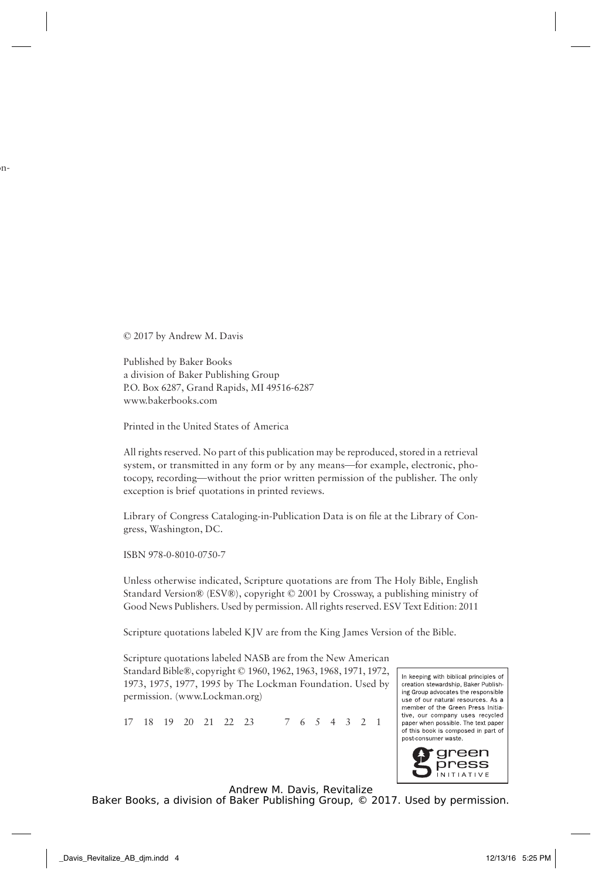© 2017 by Andrew M. Davis

Published by Baker Books
a division of Baker Publishing Group
P.O. Box 6287, Grand Rapids, MI 49516-6287
www.bakerbooks.com

Printed in the United States of America

All rights reserved. No part of this publication may be reproduced, stored in a retrieval system, or transmitted in any form or by any means—for example, electronic, photocopy, recording—without the prior written permission of the publisher. The only exception is brief quotations in printed reviews.

Library of Congress Cataloging-in-Publication Data is on file at the Library of Congress, Washington, DC.

ISBN 978-0-8010-0750-7

Unless otherwise indicated, Scripture quotations are from The Holy Bible, English Standard Version® (ESV®), copyright © 2001 by Crossway, a publishing ministry of Good News Publishers. Used by permission. All rights reserved. ESV Text Edition: 2011

Scripture quotations labeled KJV are from the King James Version of the Bible.

Scripture quotations labeled NASB are from the New American Standard Bible®, copyright © 1960, 1962, 1963, 1968, 1971, 1972, 1973, 1975, 1977, 1995 by The Lockman Foundation. Used by permission. (www.Lockman.org)

17 18 19 20 21 22 23 7 6 5 4 3 2 1

In keeping with biblical principles of creation stewardship, Baker Publishing Group advocates the responsible use of our natural resources. As a member of the Green Press Initiative, our company uses recycled paper when possible. The text paper of this book is composed in part of post-consumer waste.

green press INITIATIVE

Andrew M. Davis, Revitalize
Baker Books, a division of Baker Publishing Group, © 2017. Used by permission.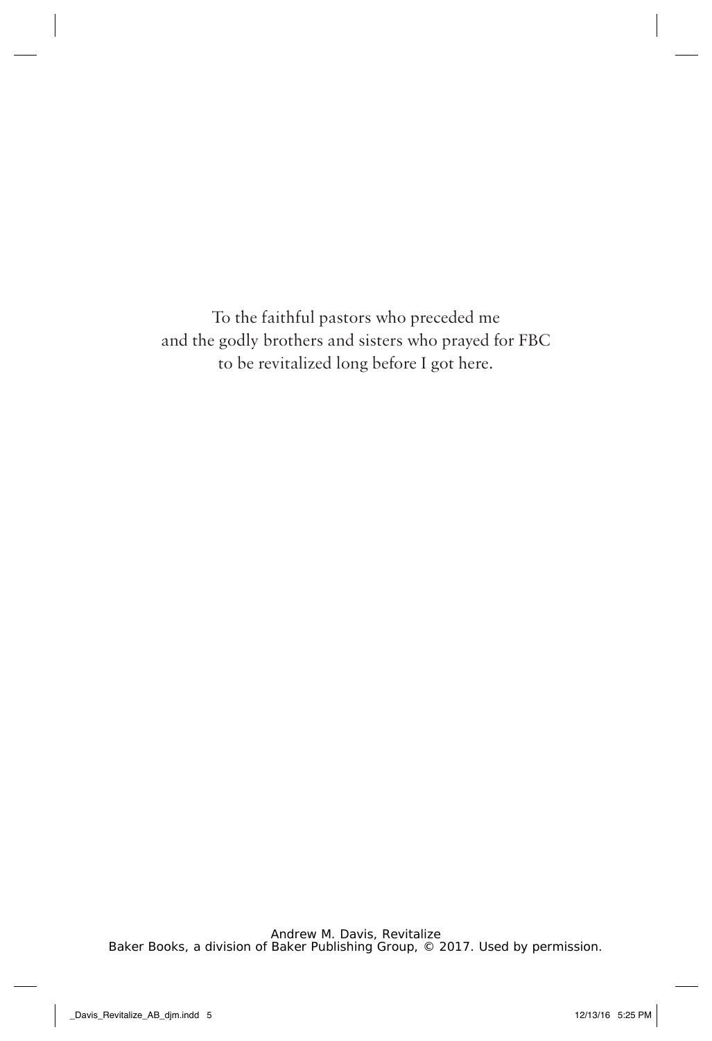To the faithful pastors who preceded me
and the godly brothers and sisters who prayed for FBC
to be revitalized long before I got here.

Andrew M. Davis, Revitalize
Baker Books, a division of Baker Publishing Group, © 2017. Used by permission.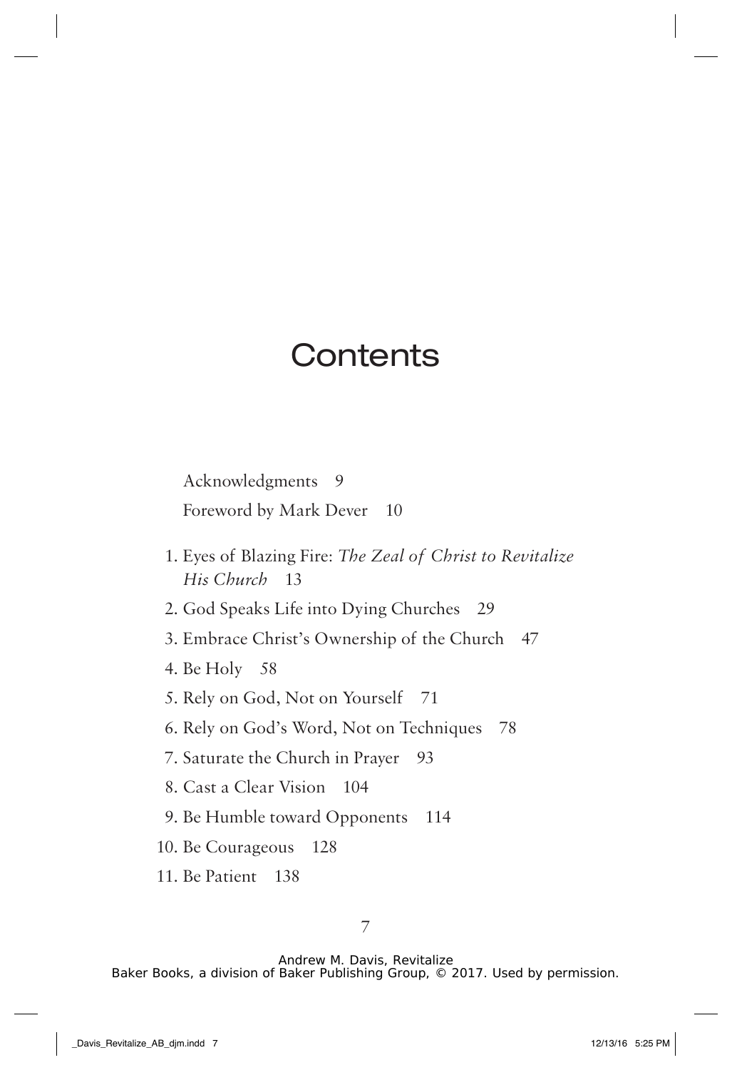# Contents

Acknowledgments 9

Foreword by Mark Dever 10

1. Eyes of Blazing Fire: *The Zeal of Christ to Revitalize His Church* 13
2. God Speaks Life into Dying Churches 29
3. Embrace Christ's Ownership of the Church 47
4. Be Holy 58
5. Rely on God, Not on Yourself 71
6. Rely on God's Word, Not on Techniques 78
7. Saturate the Church in Prayer 93
8. Cast a Clear Vision 104
9. Be Humble toward Opponents 114
10. Be Courageous 128
11. Be Patient 138

Andrew M. Davis, Revitalize
Baker Books, a division of Baker Publishing Group, © 2017. Used by permission.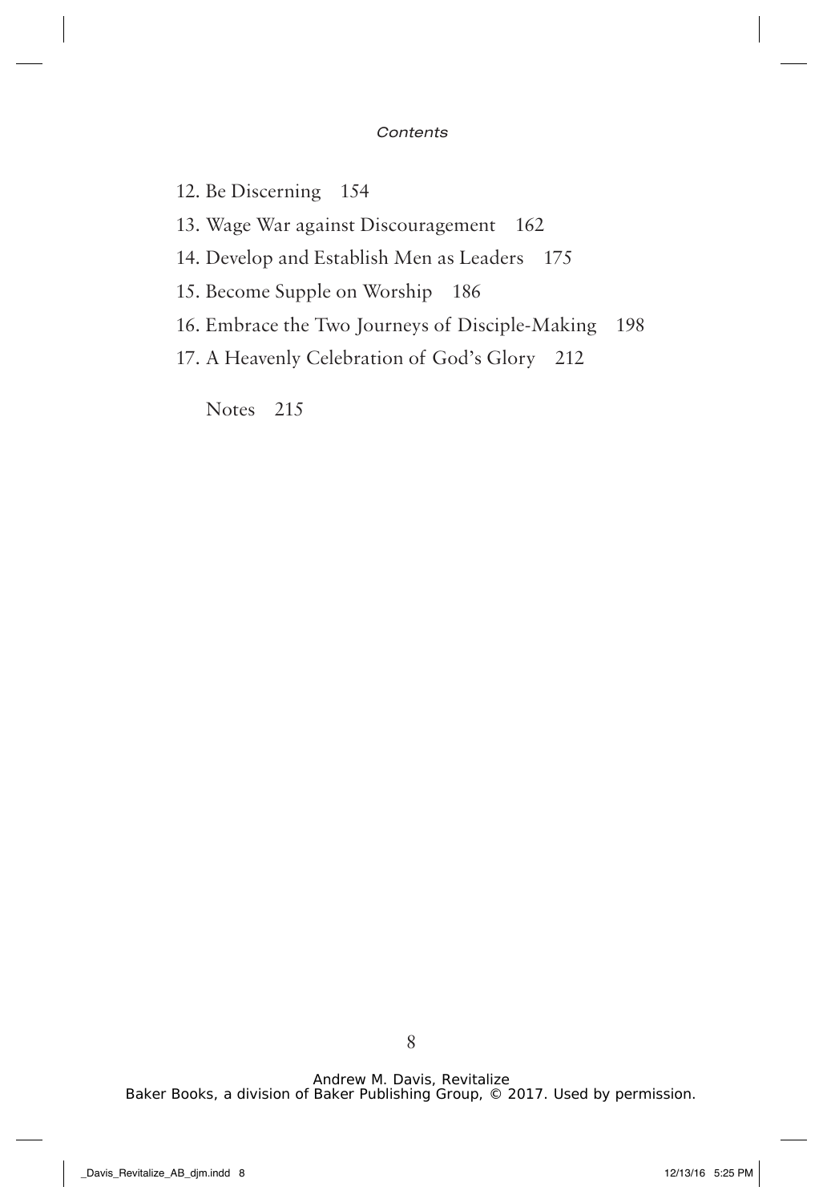12. Be Discerning 154
13. Wage War against Discouragement 162
14. Develop and Establish Men as Leaders 175
15. Become Supple on Worship 186
16. Embrace the Two Journeys of Disciple-Making 198
17. A Heavenly Celebration of God's Glory 212

Notes 215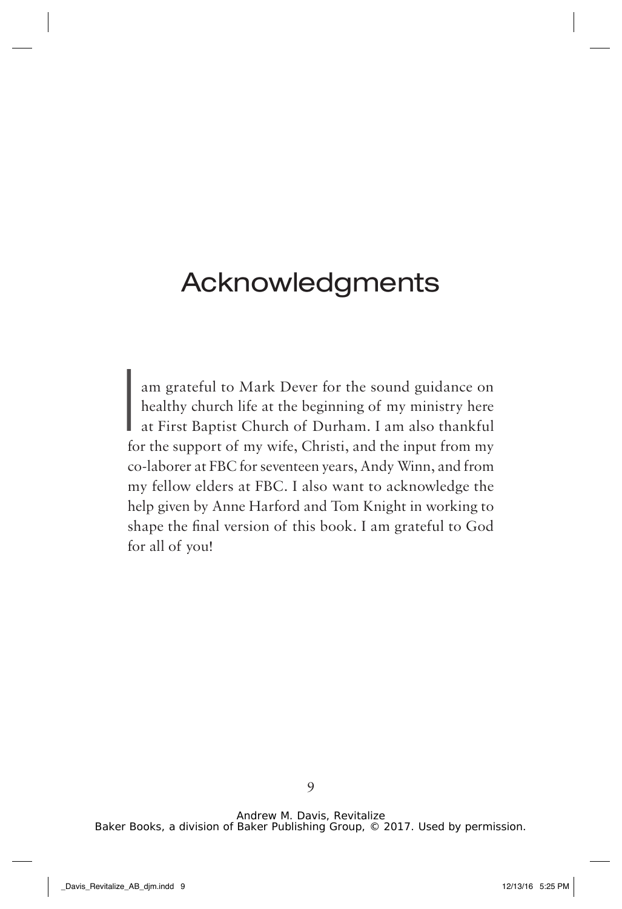# Acknowledgments

I am grateful to Mark Dever for the sound guidance on healthy church life at the beginning of my ministry here at First Baptist Church of Durham. I am also thankful for the support of my wife, Christi, and the input from my co-laborer at FBC for seventeen years, Andy Winn, and from my fellow elders at FBC. I also want to acknowledge the help given by Anne Harford and Tom Knight in working to shape the final version of this book. I am grateful to God for all of you!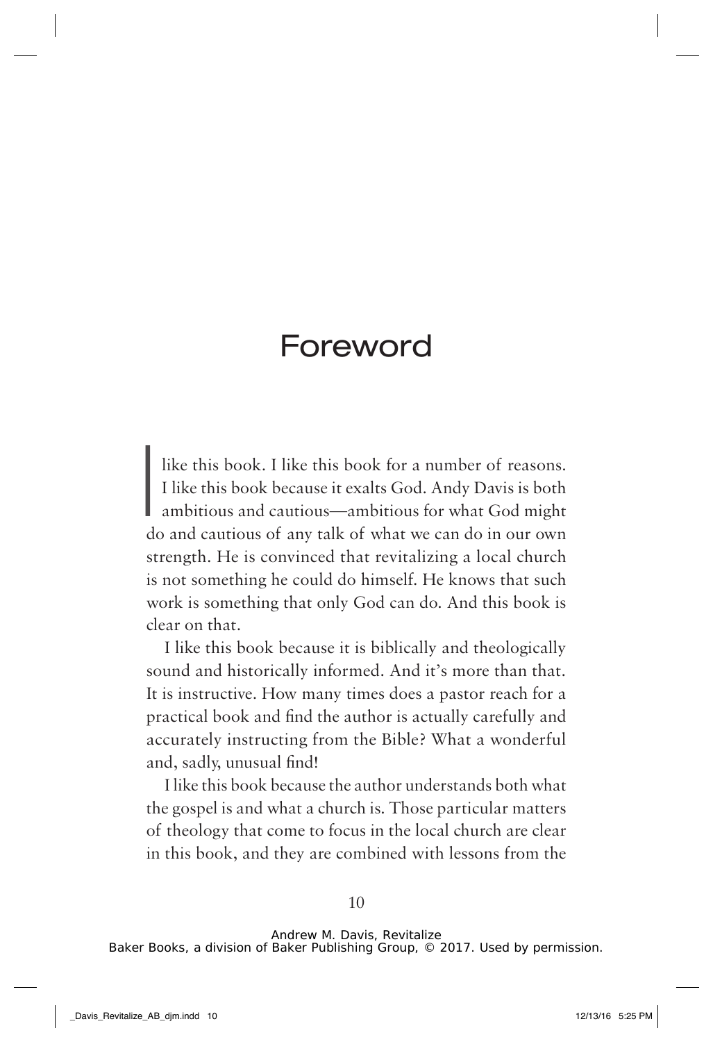# Foreword

I like this book. I like this book for a number of reasons. I like this book because it exalts God. Andy Davis is both ambitious and cautious—ambitious for what God might do and cautious of any talk of what we can do in our own strength. He is convinced that revitalizing a local church is not something he could do himself. He knows that such work is something that only God can do. And this book is clear on that.

I like this book because it is biblically and theologically sound and historically informed. And it's more than that. It is instructive. How many times does a pastor reach for a practical book and find the author is actually carefully and accurately instructing from the Bible? What a wonderful and, sadly, unusual find!

I like this book because the author understands both what the gospel is and what a church is. Those particular matters of theology that come to focus in the local church are clear in this book, and they are combined with lessons from the

Andrew M. Davis, Revitalize
Baker Books, a division of Baker Publishing Group, © 2017. Used by permission.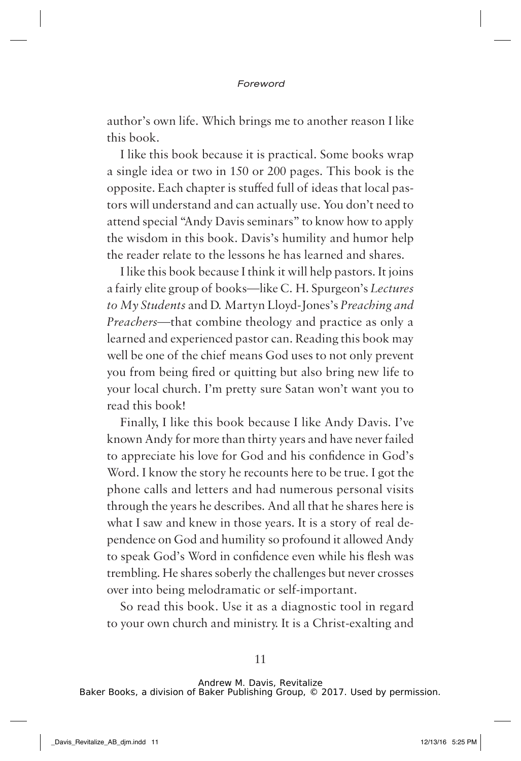author's own life. Which brings me to another reason I like this book.

I like this book because it is practical. Some books wrap a single idea or two in 150 or 200 pages. This book is the opposite. Each chapter is stuffed full of ideas that local pastors will understand and can actually use. You don't need to attend special "Andy Davis seminars" to know how to apply the wisdom in this book. Davis's humility and humor help the reader relate to the lessons he has learned and shares.

I like this book because I think it will help pastors. It joins a fairly elite group of books—like C. H. Spurgeon's *Lectures to My Students* and D. Martyn Lloyd-Jones's *Preaching and Preachers*—that combine theology and practice as only a learned and experienced pastor can. Reading this book may well be one of the chief means God uses to not only prevent you from being fired or quitting but also bring new life to your local church. I'm pretty sure Satan won't want you to read this book!

Finally, I like this book because I like Andy Davis. I've known Andy for more than thirty years and have never failed to appreciate his love for God and his confidence in God's Word. I know the story he recounts here to be true. I got the phone calls and letters and had numerous personal visits through the years he describes. And all that he shares here is what I saw and knew in those years. It is a story of real dependence on God and humility so profound it allowed Andy to speak God's Word in confidence even while his flesh was trembling. He shares soberly the challenges but never crosses over into being melodramatic or self-important.

So read this book. Use it as a diagnostic tool in regard to your own church and ministry. It is a Christ-exalting and

Andrew M. Davis, Revitalize
Baker Books, a division of Baker Publishing Group, © 2017. Used by permission.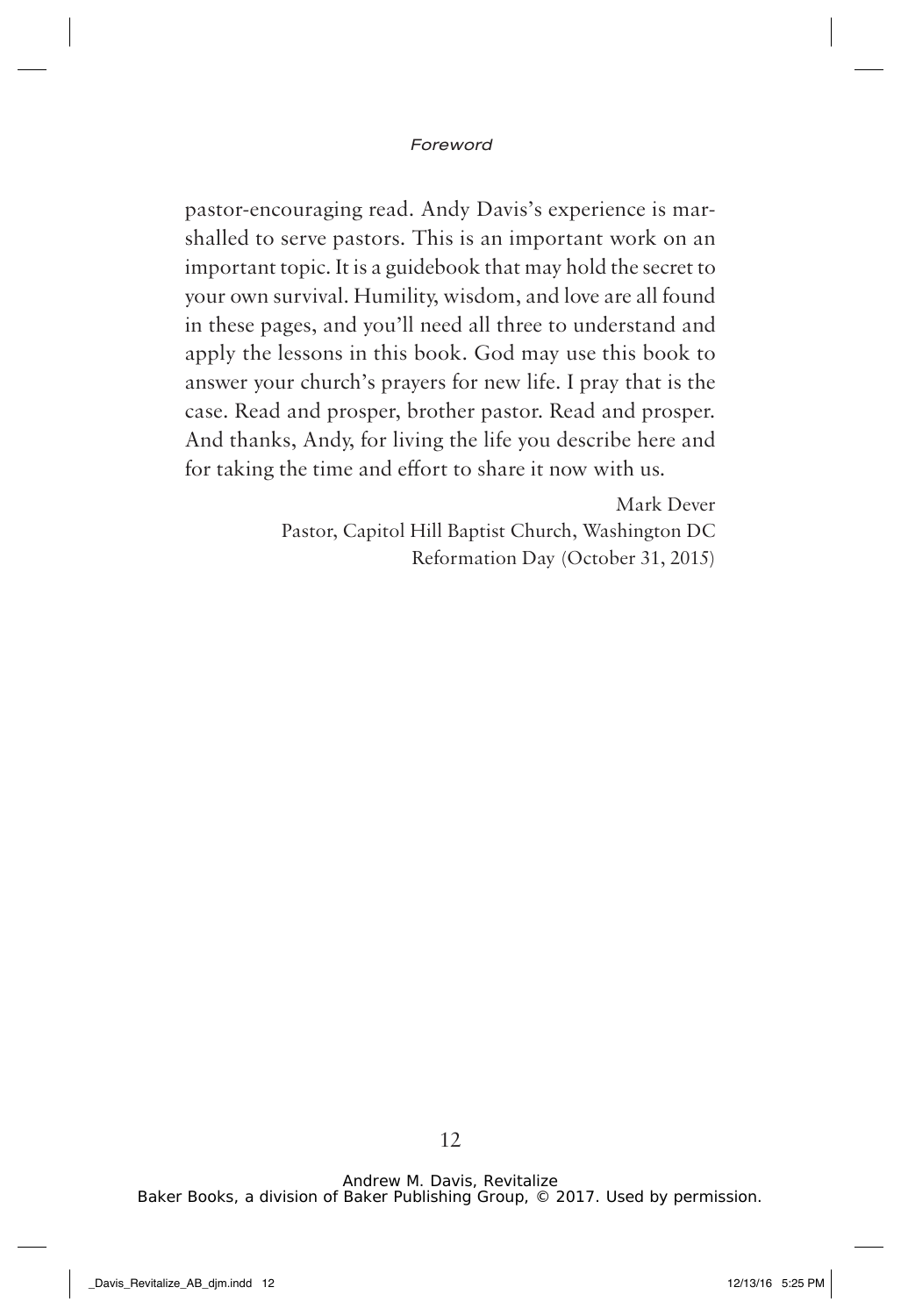pastor-encouraging read. Andy Davis's experience is marshalled to serve pastors. This is an important work on an important topic. It is a guidebook that may hold the secret to your own survival. Humility, wisdom, and love are all found in these pages, and you'll need all three to understand and apply the lessons in this book. God may use this book to answer your church's prayers for new life. I pray that is the case. Read and prosper, brother pastor. Read and prosper. And thanks, Andy, for living the life you describe here and for taking the time and effort to share it now with us.

Mark Dever
Pastor, Capitol Hill Baptist Church, Washington DC
Reformation Day (October 31, 2015)

Andrew M. Davis, Revitalize
Baker Books, a division of Baker Publishing Group, © 2017. Used by permission.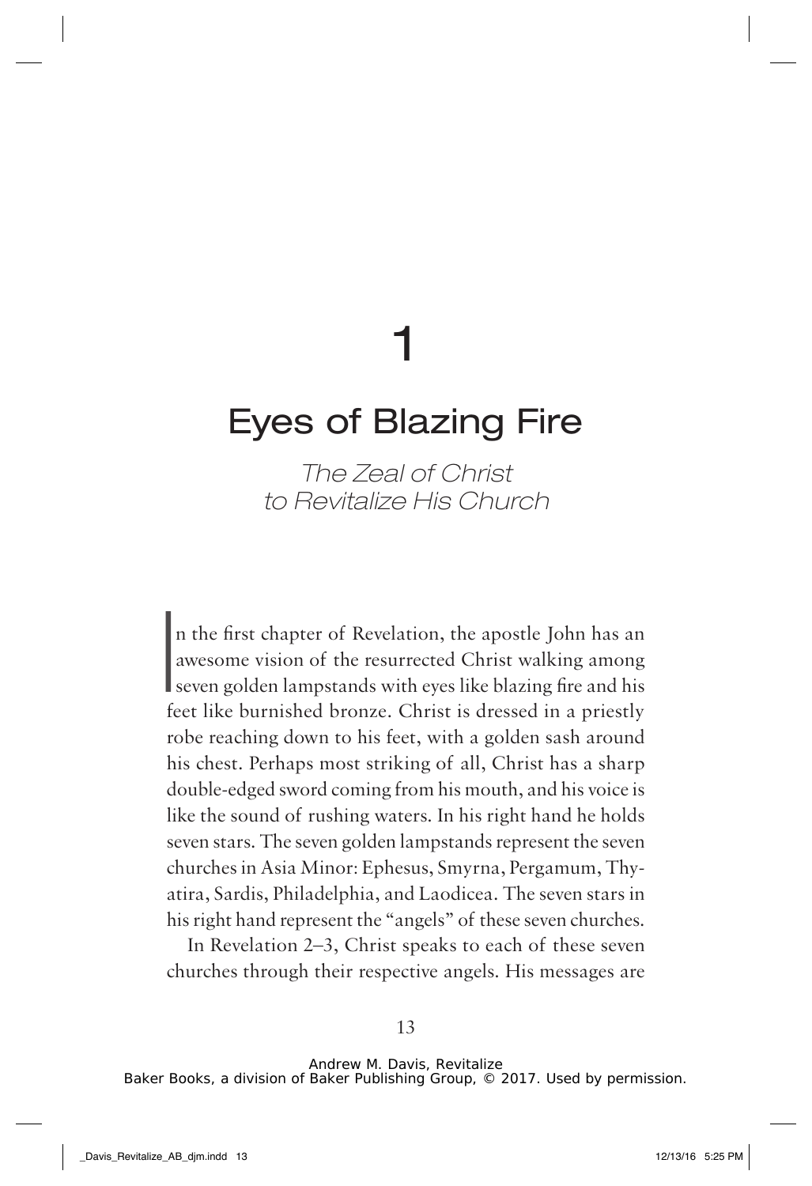# 1

# Eyes of Blazing Fire

*The Zeal of Christ to Revitalize His Church*

In the first chapter of Revelation, the apostle John has an awesome vision of the resurrected Christ walking among seven golden lampstands with eyes like blazing fire and his feet like burnished bronze. Christ is dressed in a priestly robe reaching down to his feet, with a golden sash around his chest. Perhaps most striking of all, Christ has a sharp double-edged sword coming from his mouth, and his voice is like the sound of rushing waters. In his right hand he holds seven stars. The seven golden lampstands represent the seven churches in Asia Minor: Ephesus, Smyrna, Pergamum, Thyatira, Sardis, Philadelphia, and Laodicea. The seven stars in his right hand represent the "angels" of these seven churches.

In Revelation 2–3, Christ speaks to each of these seven churches through their respective angels. His messages are

Andrew M. Davis, Revitalize
Baker Books, a division of Baker Publishing Group, © 2017. Used by permission.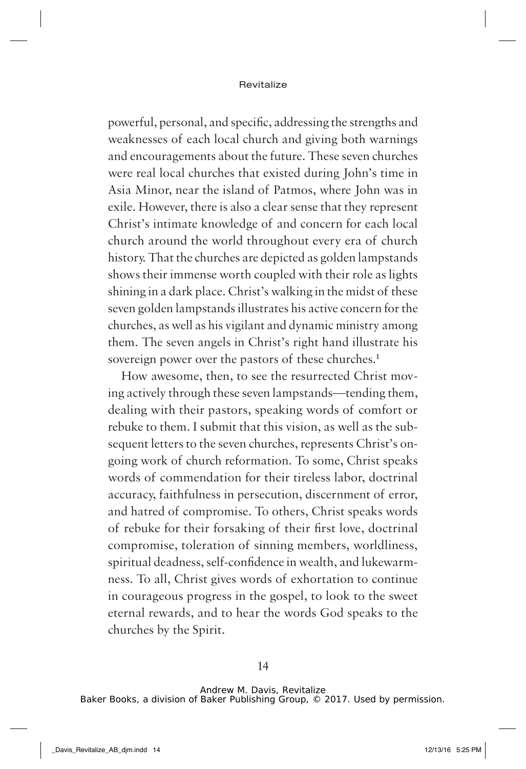powerful, personal, and specific, addressing the strengths and weaknesses of each local church and giving both warnings and encouragements about the future. These seven churches were real local churches that existed during John's time in Asia Minor, near the island of Patmos, where John was in exile. However, there is also a clear sense that they represent Christ's intimate knowledge of and concern for each local church around the world throughout every era of church history. That the churches are depicted as golden lampstands shows their immense worth coupled with their role as lights shining in a dark place. Christ's walking in the midst of these seven golden lampstands illustrates his active concern for the churches, as well as his vigilant and dynamic ministry among them. The seven angels in Christ's right hand illustrate his sovereign power over the pastors of these churches.[1]

How awesome, then, to see the resurrected Christ moving actively through these seven lampstands—tending them, dealing with their pastors, speaking words of comfort or rebuke to them. I submit that this vision, as well as the subsequent letters to the seven churches, represents Christ's ongoing work of church reformation. To some, Christ speaks words of commendation for their tireless labor, doctrinal accuracy, faithfulness in persecution, discernment of error, and hatred of compromise. To others, Christ speaks words of rebuke for their forsaking of their first love, doctrinal compromise, toleration of sinning members, worldliness, spiritual deadness, self-confidence in wealth, and lukewarmness. To all, Christ gives words of exhortation to continue in courageous progress in the gospel, to look to the sweet eternal rewards, and to hear the words God speaks to the churches by the Spirit.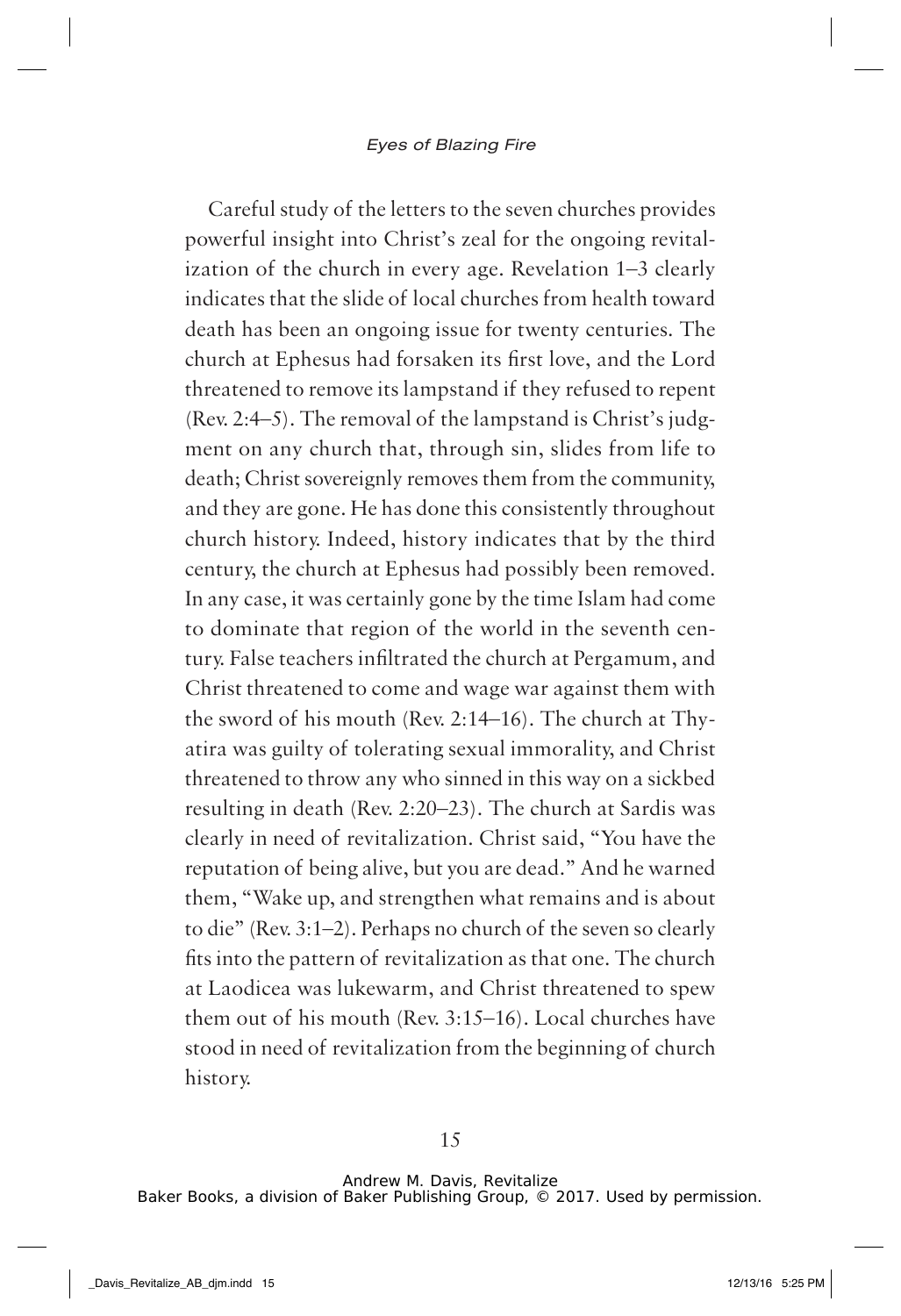Careful study of the letters to the seven churches provides powerful insight into Christ's zeal for the ongoing revitalization of the church in every age. Revelation 1–3 clearly indicates that the slide of local churches from health toward death has been an ongoing issue for twenty centuries. The church at Ephesus had forsaken its first love, and the Lord threatened to remove its lampstand if they refused to repent (Rev. 2:4–5). The removal of the lampstand is Christ's judgment on any church that, through sin, slides from life to death; Christ sovereignly removes them from the community, and they are gone. He has done this consistently throughout church history. Indeed, history indicates that by the third century, the church at Ephesus had possibly been removed. In any case, it was certainly gone by the time Islam had come to dominate that region of the world in the seventh century. False teachers infiltrated the church at Pergamum, and Christ threatened to come and wage war against them with the sword of his mouth (Rev. 2:14–16). The church at Thyatira was guilty of tolerating sexual immorality, and Christ threatened to throw any who sinned in this way on a sickbed resulting in death (Rev. 2:20–23). The church at Sardis was clearly in need of revitalization. Christ said, "You have the reputation of being alive, but you are dead." And he warned them, "Wake up, and strengthen what remains and is about to die" (Rev. 3:1–2). Perhaps no church of the seven so clearly fits into the pattern of revitalization as that one. The church at Laodicea was lukewarm, and Christ threatened to spew them out of his mouth (Rev. 3:15–16). Local churches have stood in need of revitalization from the beginning of church history.

Andrew M. Davis, Revitalize
Baker Books, a division of Baker Publishing Group, © 2017. Used by permission.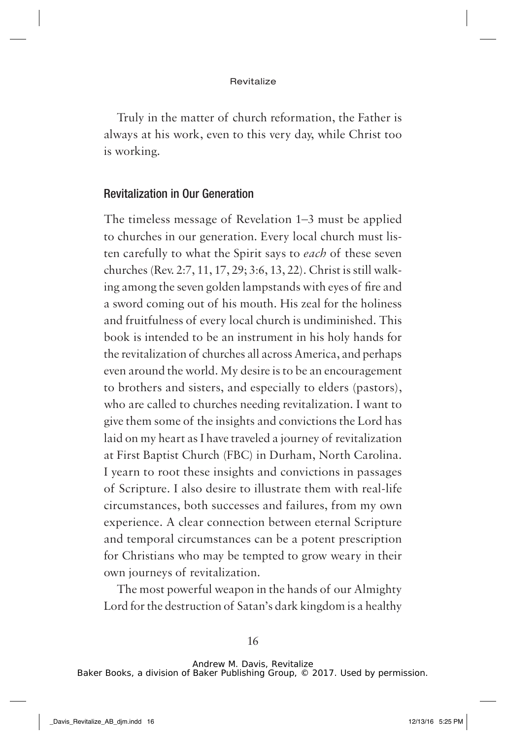Truly in the matter of church reformation, the Father is always at his work, even to this very day, while Christ too is working.

## Revitalization in Our Generation

The timeless message of Revelation 1–3 must be applied to churches in our generation. Every local church must listen carefully to what the Spirit says to *each* of these seven churches (Rev. 2:7, 11, 17, 29; 3:6, 13, 22). Christ is still walking among the seven golden lampstands with eyes of fire and a sword coming out of his mouth. His zeal for the holiness and fruitfulness of every local church is undiminished. This book is intended to be an instrument in his holy hands for the revitalization of churches all across America, and perhaps even around the world. My desire is to be an encouragement to brothers and sisters, and especially to elders (pastors), who are called to churches needing revitalization. I want to give them some of the insights and convictions the Lord has laid on my heart as I have traveled a journey of revitalization at First Baptist Church (FBC) in Durham, North Carolina. I yearn to root these insights and convictions in passages of Scripture. I also desire to illustrate them with real-life circumstances, both successes and failures, from my own experience. A clear connection between eternal Scripture and temporal circumstances can be a potent prescription for Christians who may be tempted to grow weary in their own journeys of revitalization.

The most powerful weapon in the hands of our Almighty Lord for the destruction of Satan's dark kingdom is a healthy

Andrew M. Davis, Revitalize
Baker Books, a division of Baker Publishing Group, © 2017. Used by permission.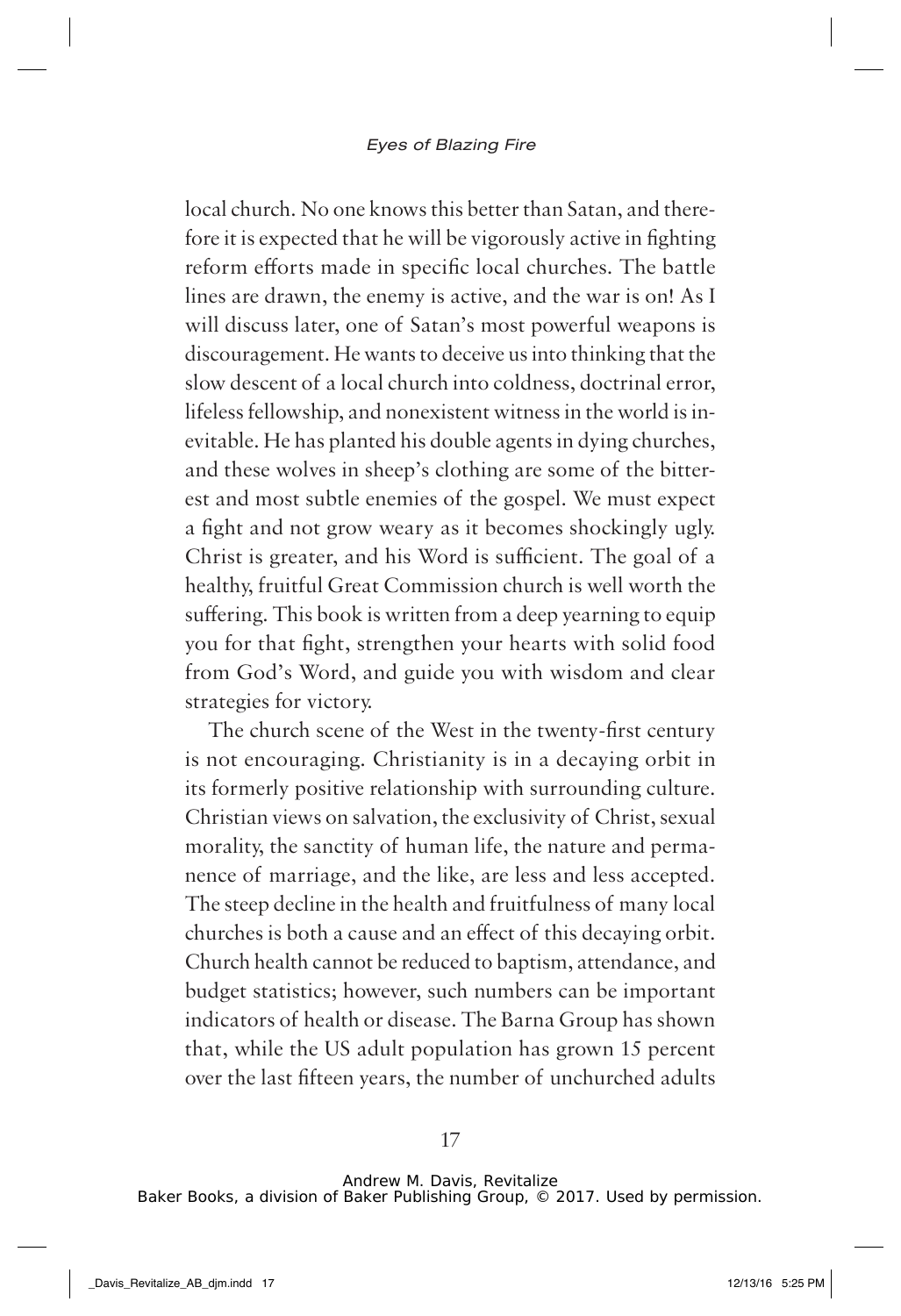local church. No one knows this better than Satan, and therefore it is expected that he will be vigorously active in fighting reform efforts made in specific local churches. The battle lines are drawn, the enemy is active, and the war is on! As I will discuss later, one of Satan's most powerful weapons is discouragement. He wants to deceive us into thinking that the slow descent of a local church into coldness, doctrinal error, lifeless fellowship, and nonexistent witness in the world is inevitable. He has planted his double agents in dying churches, and these wolves in sheep's clothing are some of the bitterest and most subtle enemies of the gospel. We must expect a fight and not grow weary as it becomes shockingly ugly. Christ is greater, and his Word is sufficient. The goal of a healthy, fruitful Great Commission church is well worth the suffering. This book is written from a deep yearning to equip you for that fight, strengthen your hearts with solid food from God's Word, and guide you with wisdom and clear strategies for victory.

The church scene of the West in the twenty-first century is not encouraging. Christianity is in a decaying orbit in its formerly positive relationship with surrounding culture. Christian views on salvation, the exclusivity of Christ, sexual morality, the sanctity of human life, the nature and permanence of marriage, and the like, are less and less accepted. The steep decline in the health and fruitfulness of many local churches is both a cause and an effect of this decaying orbit. Church health cannot be reduced to baptism, attendance, and budget statistics; however, such numbers can be important indicators of health or disease. The Barna Group has shown that, while the US adult population has grown 15 percent over the last fifteen years, the number of unchurched adults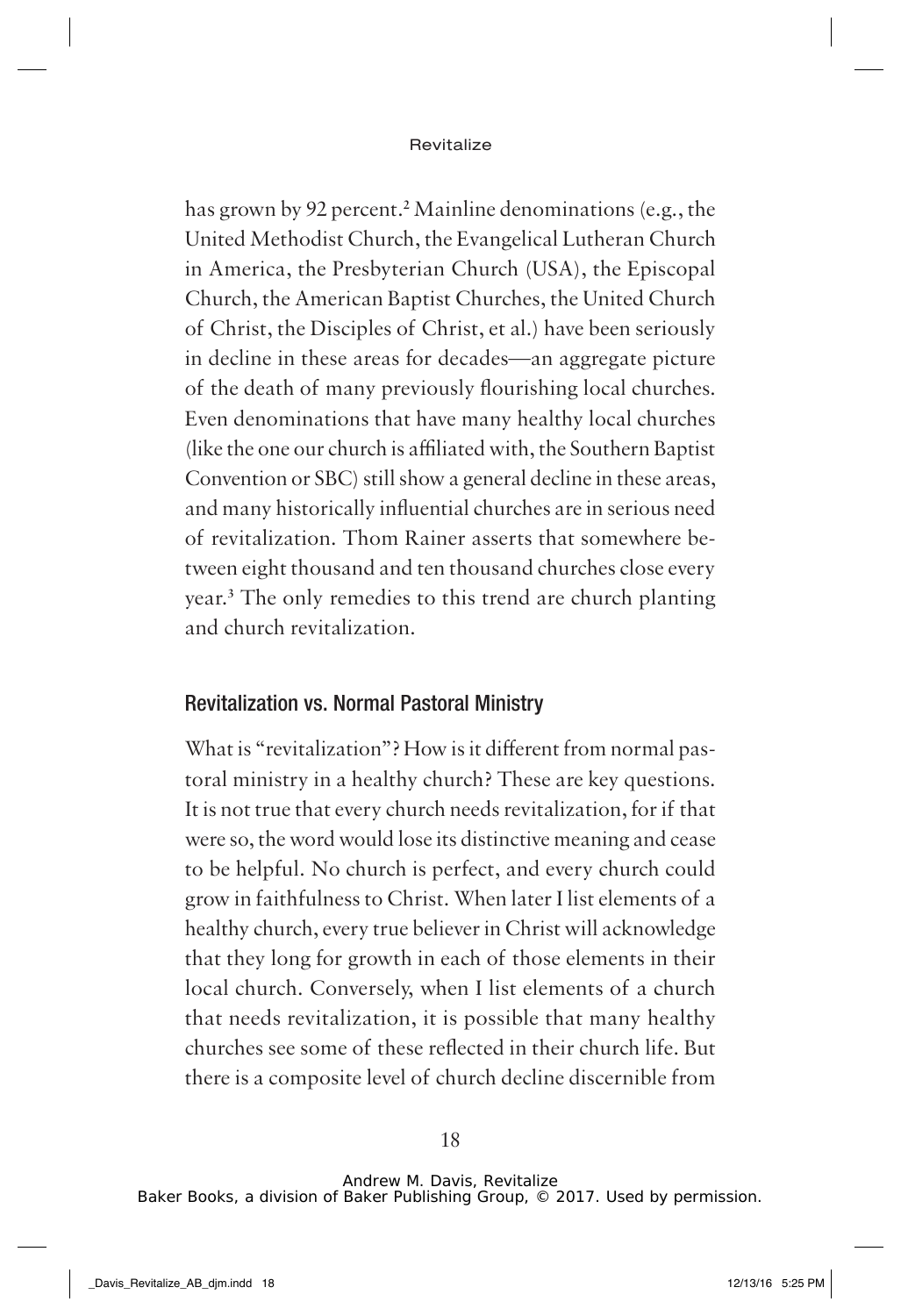has grown by 92 percent.[2] Mainline denominations (e.g., the United Methodist Church, the Evangelical Lutheran Church in America, the Presbyterian Church (USA), the Episcopal Church, the American Baptist Churches, the United Church of Christ, the Disciples of Christ, et al.) have been seriously in decline in these areas for decades—an aggregate picture of the death of many previously flourishing local churches. Even denominations that have many healthy local churches (like the one our church is affiliated with, the Southern Baptist Convention or SBC) still show a general decline in these areas, and many historically influential churches are in serious need of revitalization. Thom Rainer asserts that somewhere between eight thousand and ten thousand churches close every year.[3] The only remedies to this trend are church planting and church revitalization.

## Revitalization vs. Normal Pastoral Ministry

What is "revitalization"? How is it different from normal pastoral ministry in a healthy church? These are key questions. It is not true that every church needs revitalization, for if that were so, the word would lose its distinctive meaning and cease to be helpful. No church is perfect, and every church could grow in faithfulness to Christ. When later I list elements of a healthy church, every true believer in Christ will acknowledge that they long for growth in each of those elements in their local church. Conversely, when I list elements of a church that needs revitalization, it is possible that many healthy churches see some of these reflected in their church life. But there is a composite level of church decline discernible from

Andrew M. Davis, Revitalize
Baker Books, a division of Baker Publishing Group, © 2017. Used by permission.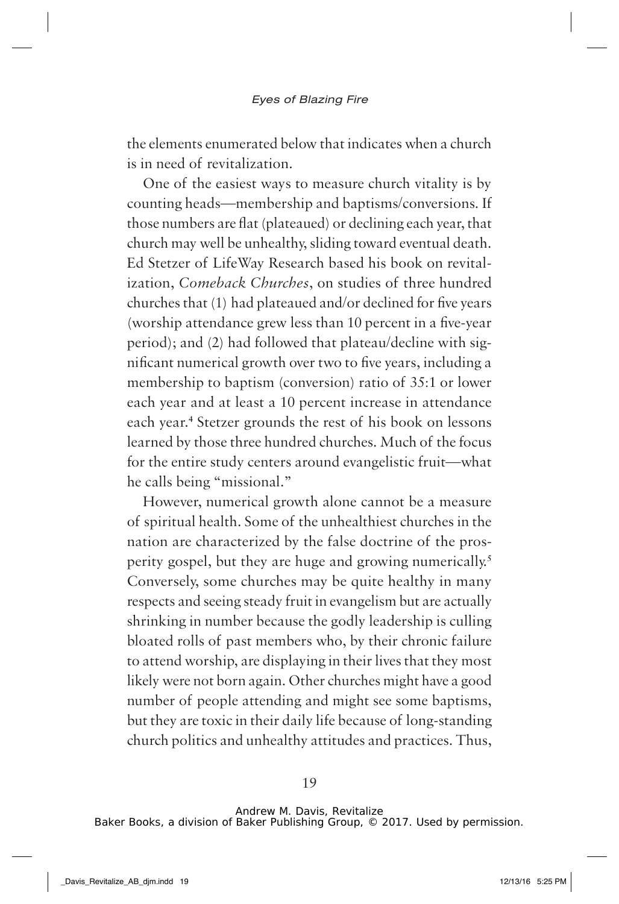the elements enumerated below that indicates when a church is in need of revitalization.

One of the easiest ways to measure church vitality is by counting heads—membership and baptisms/conversions. If those numbers are flat (plateaued) or declining each year, that church may well be unhealthy, sliding toward eventual death. Ed Stetzer of LifeWay Research based his book on revitalization, *Comeback Churches*, on studies of three hundred churches that (1) had plateaued and/or declined for five years (worship attendance grew less than 10 percent in a five-year period); and (2) had followed that plateau/decline with significant numerical growth over two to five years, including a membership to baptism (conversion) ratio of 35:1 or lower each year and at least a 10 percent increase in attendance each year.[4] Stetzer grounds the rest of his book on lessons learned by those three hundred churches. Much of the focus for the entire study centers around evangelistic fruit—what he calls being "missional."

However, numerical growth alone cannot be a measure of spiritual health. Some of the unhealthiest churches in the nation are characterized by the false doctrine of the prosperity gospel, but they are huge and growing numerically.[5] Conversely, some churches may be quite healthy in many respects and seeing steady fruit in evangelism but are actually shrinking in number because the godly leadership is culling bloated rolls of past members who, by their chronic failure to attend worship, are displaying in their lives that they most likely were not born again. Other churches might have a good number of people attending and might see some baptisms, but they are toxic in their daily life because of long-standing church politics and unhealthy attitudes and practices. Thus,

Andrew M. Davis, Revitalize
Baker Books, a division of Baker Publishing Group, © 2017. Used by permission.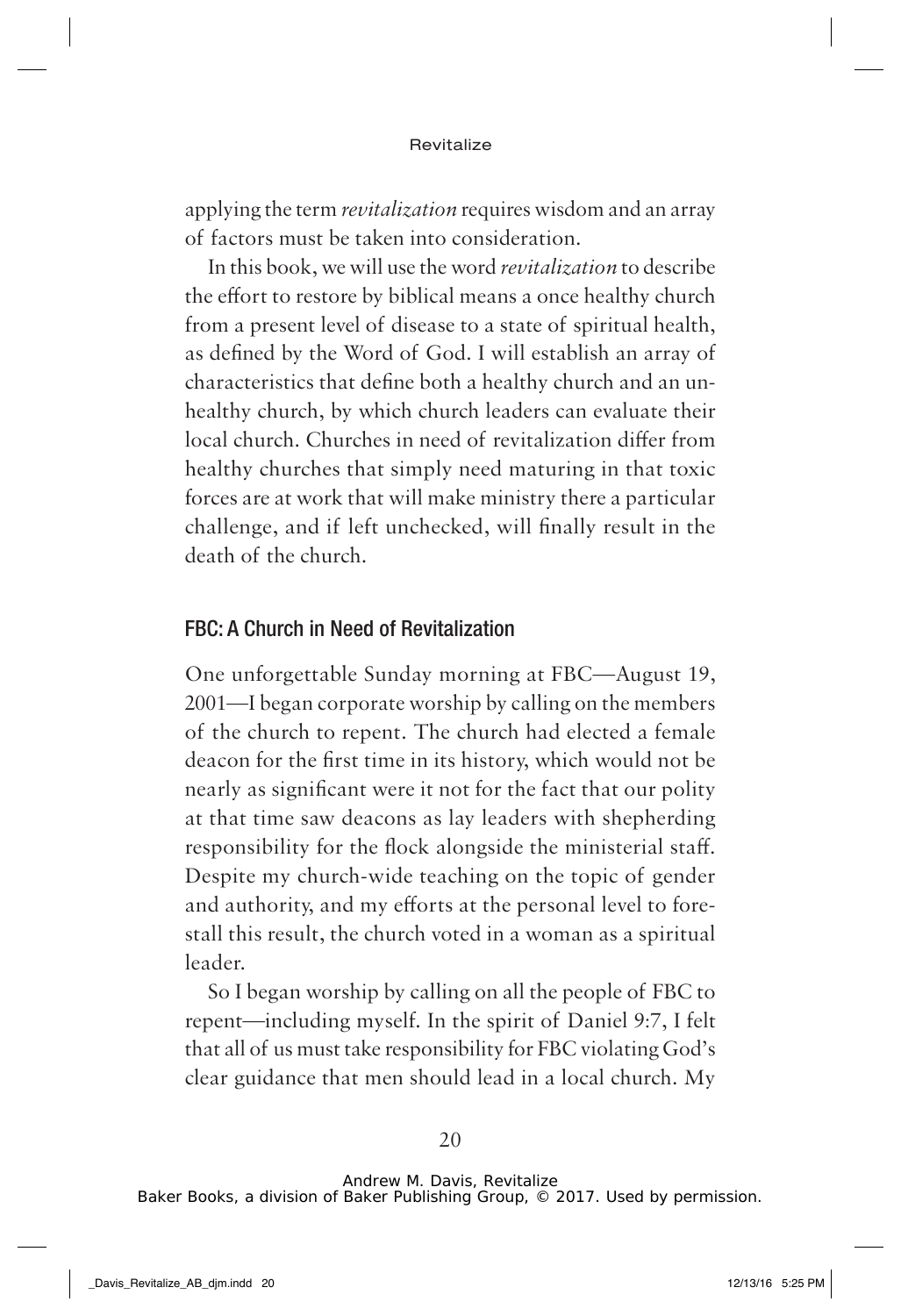applying the term *revitalization* requires wisdom and an array of factors must be taken into consideration.

In this book, we will use the word *revitalization* to describe the effort to restore by biblical means a once healthy church from a present level of disease to a state of spiritual health, as defined by the Word of God. I will establish an array of characteristics that define both a healthy church and an unhealthy church, by which church leaders can evaluate their local church. Churches in need of revitalization differ from healthy churches that simply need maturing in that toxic forces are at work that will make ministry there a particular challenge, and if left unchecked, will finally result in the death of the church.

## FBC: A Church in Need of Revitalization

One unforgettable Sunday morning at FBC—August 19, 2001—I began corporate worship by calling on the members of the church to repent. The church had elected a female deacon for the first time in its history, which would not be nearly as significant were it not for the fact that our polity at that time saw deacons as lay leaders with shepherding responsibility for the flock alongside the ministerial staff. Despite my church-wide teaching on the topic of gender and authority, and my efforts at the personal level to forestall this result, the church voted in a woman as a spiritual leader.

So I began worship by calling on all the people of FBC to repent—including myself. In the spirit of Daniel 9:7, I felt that all of us must take responsibility for FBC violating God's clear guidance that men should lead in a local church. My

Andrew M. Davis, Revitalize
Baker Books, a division of Baker Publishing Group, © 2017. Used by permission.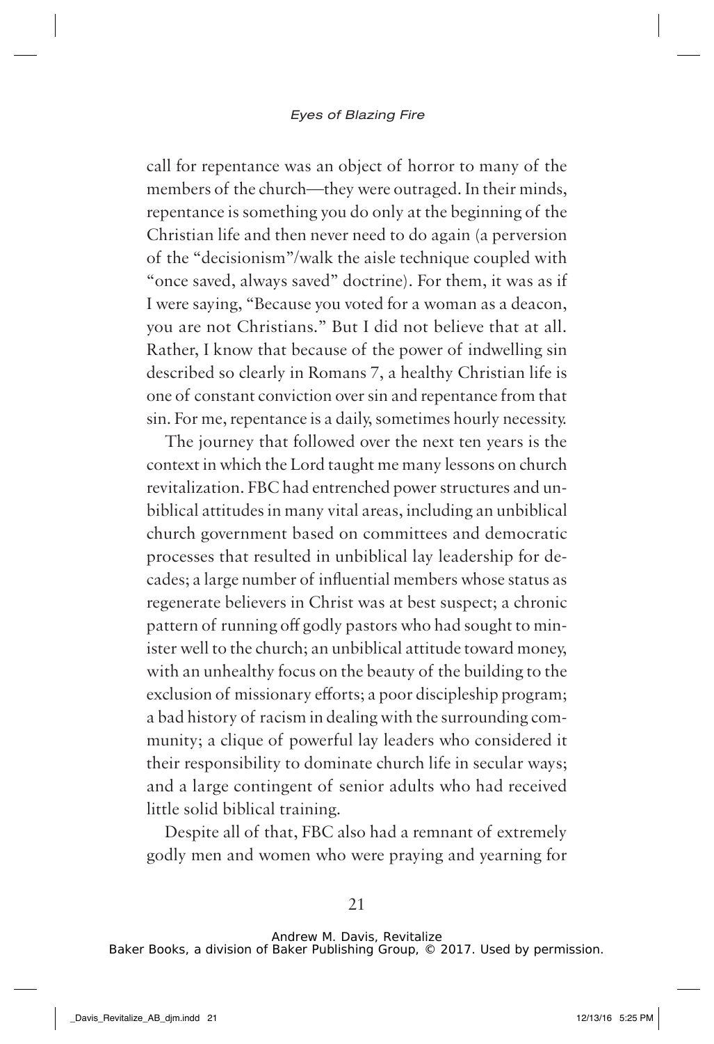call for repentance was an object of horror to many of the members of the church—they were outraged. In their minds, repentance is something you do only at the beginning of the Christian life and then never need to do again (a perversion of the "decisionism"/walk the aisle technique coupled with "once saved, always saved" doctrine). For them, it was as if I were saying, "Because you voted for a woman as a deacon, you are not Christians." But I did not believe that at all. Rather, I know that because of the power of indwelling sin described so clearly in Romans 7, a healthy Christian life is one of constant conviction over sin and repentance from that sin. For me, repentance is a daily, sometimes hourly necessity.

The journey that followed over the next ten years is the context in which the Lord taught me many lessons on church revitalization. FBC had entrenched power structures and unbiblical attitudes in many vital areas, including an unbiblical church government based on committees and democratic processes that resulted in unbiblical lay leadership for decades; a large number of influential members whose status as regenerate believers in Christ was at best suspect; a chronic pattern of running off godly pastors who had sought to minister well to the church; an unbiblical attitude toward money, with an unhealthy focus on the beauty of the building to the exclusion of missionary efforts; a poor discipleship program; a bad history of racism in dealing with the surrounding community; a clique of powerful lay leaders who considered it their responsibility to dominate church life in secular ways; and a large contingent of senior adults who had received little solid biblical training.

Despite all of that, FBC also had a remnant of extremely godly men and women who were praying and yearning for

Andrew M. Davis, Revitalize
Baker Books, a division of Baker Publishing Group, © 2017. Used by permission.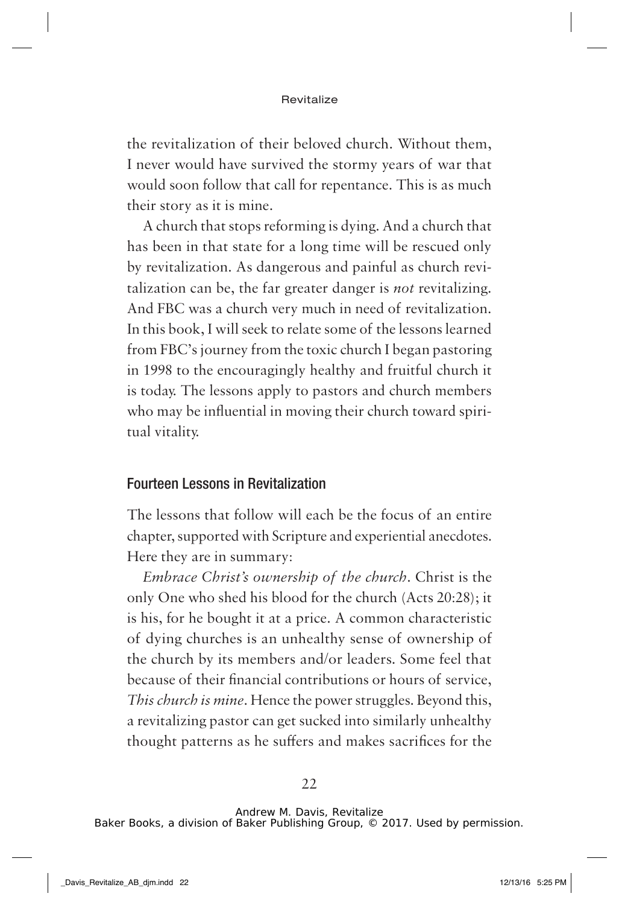the revitalization of their beloved church. Without them, I never would have survived the stormy years of war that would soon follow that call for repentance. This is as much their story as it is mine.

A church that stops reforming is dying. And a church that has been in that state for a long time will be rescued only by revitalization. As dangerous and painful as church revitalization can be, the far greater danger is *not* revitalizing. And FBC was a church very much in need of revitalization. In this book, I will seek to relate some of the lessons learned from FBC's journey from the toxic church I began pastoring in 1998 to the encouragingly healthy and fruitful church it is today. The lessons apply to pastors and church members who may be influential in moving their church toward spiritual vitality.

## Fourteen Lessons in Revitalization

The lessons that follow will each be the focus of an entire chapter, supported with Scripture and experiential anecdotes. Here they are in summary:

*Embrace Christ's ownership of the church*. Christ is the only One who shed his blood for the church (Acts 20:28); it is his, for he bought it at a price. A common characteristic of dying churches is an unhealthy sense of ownership of the church by its members and/or leaders. Some feel that because of their financial contributions or hours of service, *This church is mine*. Hence the power struggles. Beyond this, a revitalizing pastor can get sucked into similarly unhealthy thought patterns as he suffers and makes sacrifices for the

Andrew M. Davis, Revitalize
Baker Books, a division of Baker Publishing Group, © 2017. Used by permission.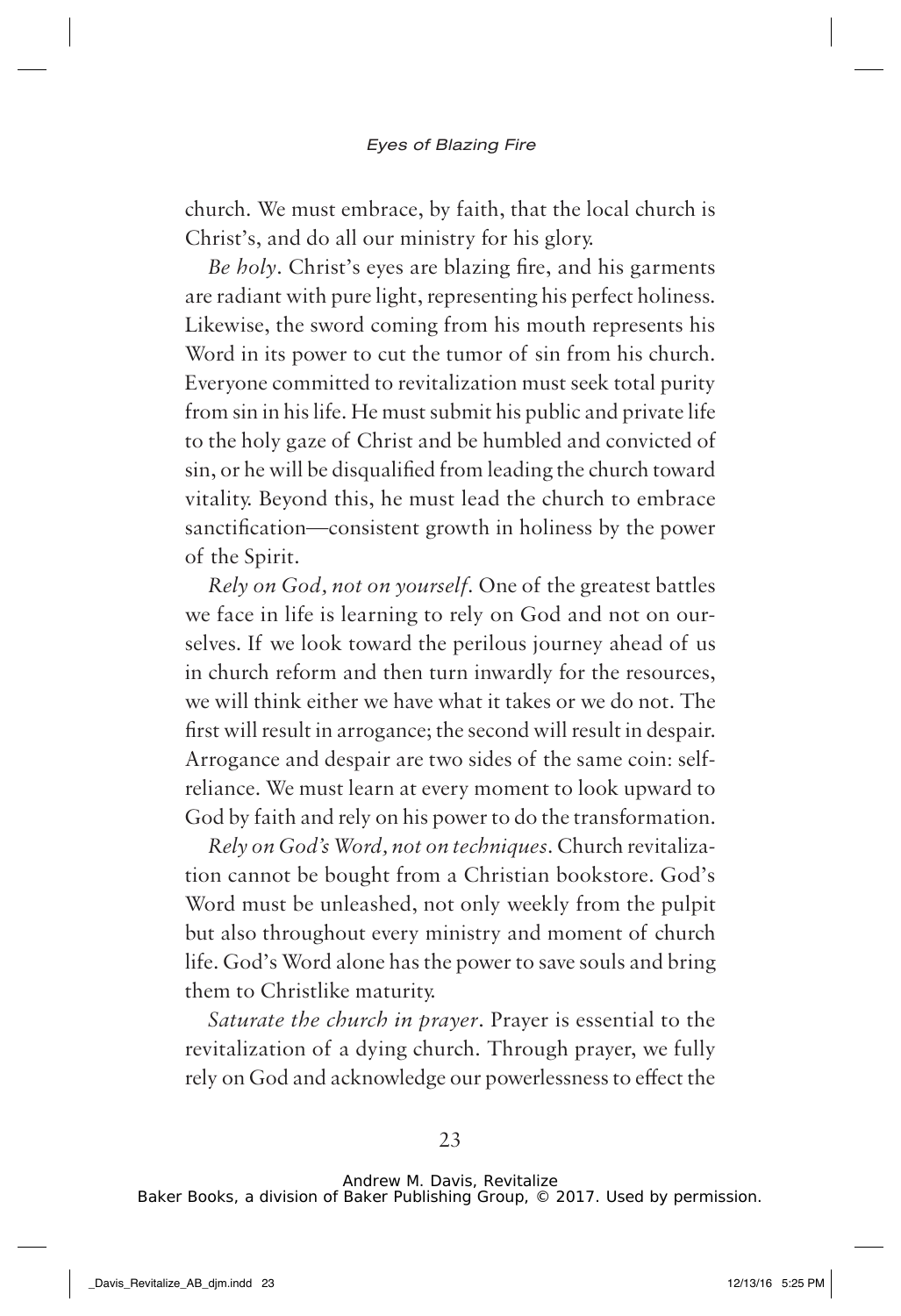church. We must embrace, by faith, that the local church is Christ's, and do all our ministry for his glory.

*Be holy*. Christ's eyes are blazing fire, and his garments are radiant with pure light, representing his perfect holiness. Likewise, the sword coming from his mouth represents his Word in its power to cut the tumor of sin from his church. Everyone committed to revitalization must seek total purity from sin in his life. He must submit his public and private life to the holy gaze of Christ and be humbled and convicted of sin, or he will be disqualified from leading the church toward vitality. Beyond this, he must lead the church to embrace sanctification—consistent growth in holiness by the power of the Spirit.

*Rely on God, not on yourself*. One of the greatest battles we face in life is learning to rely on God and not on ourselves. If we look toward the perilous journey ahead of us in church reform and then turn inwardly for the resources, we will think either we have what it takes or we do not. The first will result in arrogance; the second will result in despair. Arrogance and despair are two sides of the same coin: self-reliance. We must learn at every moment to look upward to God by faith and rely on his power to do the transformation.

*Rely on God's Word, not on techniques*. Church revitalization cannot be bought from a Christian bookstore. God's Word must be unleashed, not only weekly from the pulpit but also throughout every ministry and moment of church life. God's Word alone has the power to save souls and bring them to Christlike maturity.

*Saturate the church in prayer*. Prayer is essential to the revitalization of a dying church. Through prayer, we fully rely on God and acknowledge our powerlessness to effect the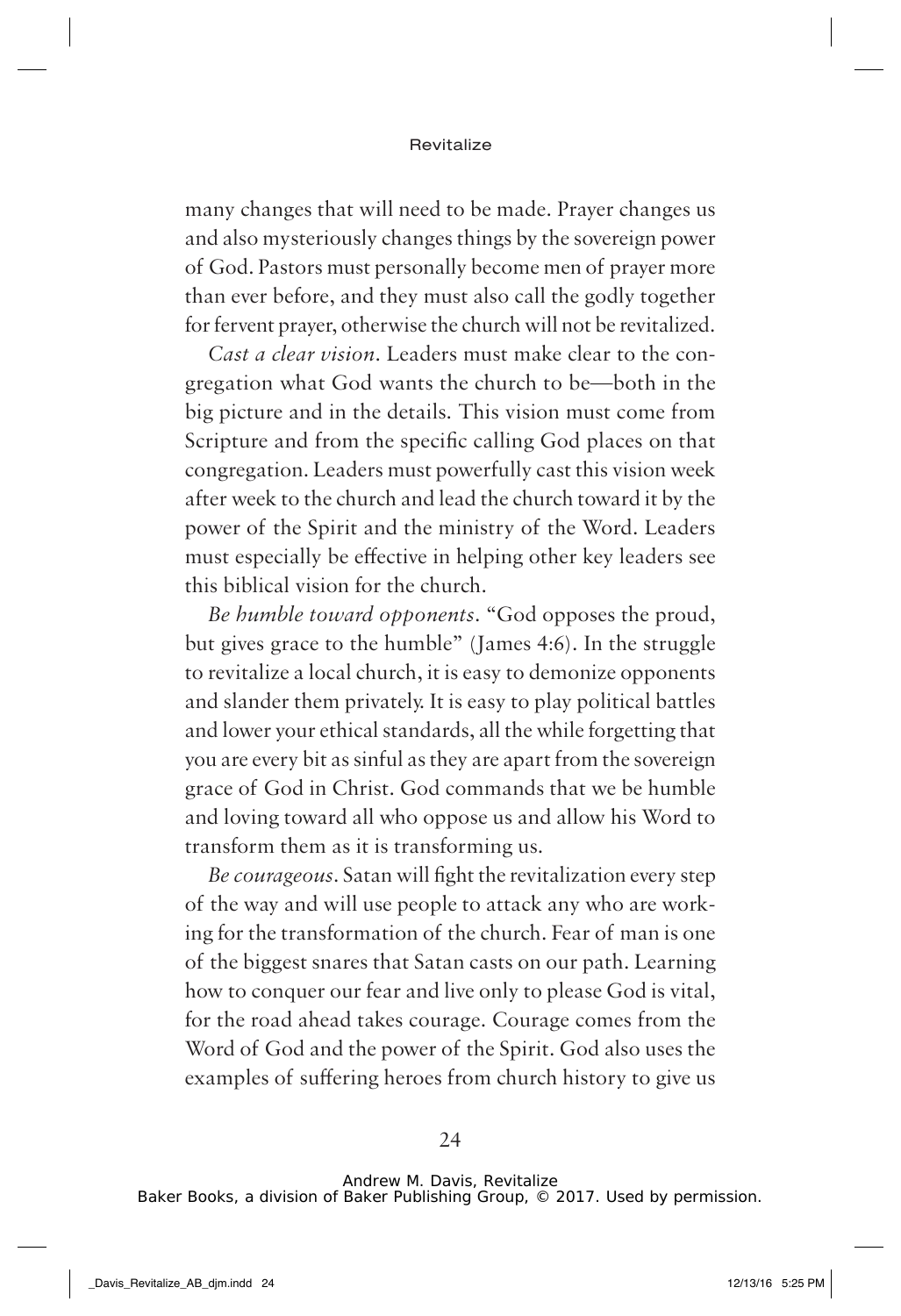many changes that will need to be made. Prayer changes us and also mysteriously changes things by the sovereign power of God. Pastors must personally become men of prayer more than ever before, and they must also call the godly together for fervent prayer, otherwise the church will not be revitalized.

*Cast a clear vision*. Leaders must make clear to the congregation what God wants the church to be—both in the big picture and in the details. This vision must come from Scripture and from the specific calling God places on that congregation. Leaders must powerfully cast this vision week after week to the church and lead the church toward it by the power of the Spirit and the ministry of the Word. Leaders must especially be effective in helping other key leaders see this biblical vision for the church.

*Be humble toward opponents*. "God opposes the proud, but gives grace to the humble" (James 4:6). In the struggle to revitalize a local church, it is easy to demonize opponents and slander them privately. It is easy to play political battles and lower your ethical standards, all the while forgetting that you are every bit as sinful as they are apart from the sovereign grace of God in Christ. God commands that we be humble and loving toward all who oppose us and allow his Word to transform them as it is transforming us.

*Be courageous*. Satan will fight the revitalization every step of the way and will use people to attack any who are working for the transformation of the church. Fear of man is one of the biggest snares that Satan casts on our path. Learning how to conquer our fear and live only to please God is vital, for the road ahead takes courage. Courage comes from the Word of God and the power of the Spirit. God also uses the examples of suffering heroes from church history to give us

Andrew M. Davis, Revitalize
Baker Books, a division of Baker Publishing Group, © 2017. Used by permission.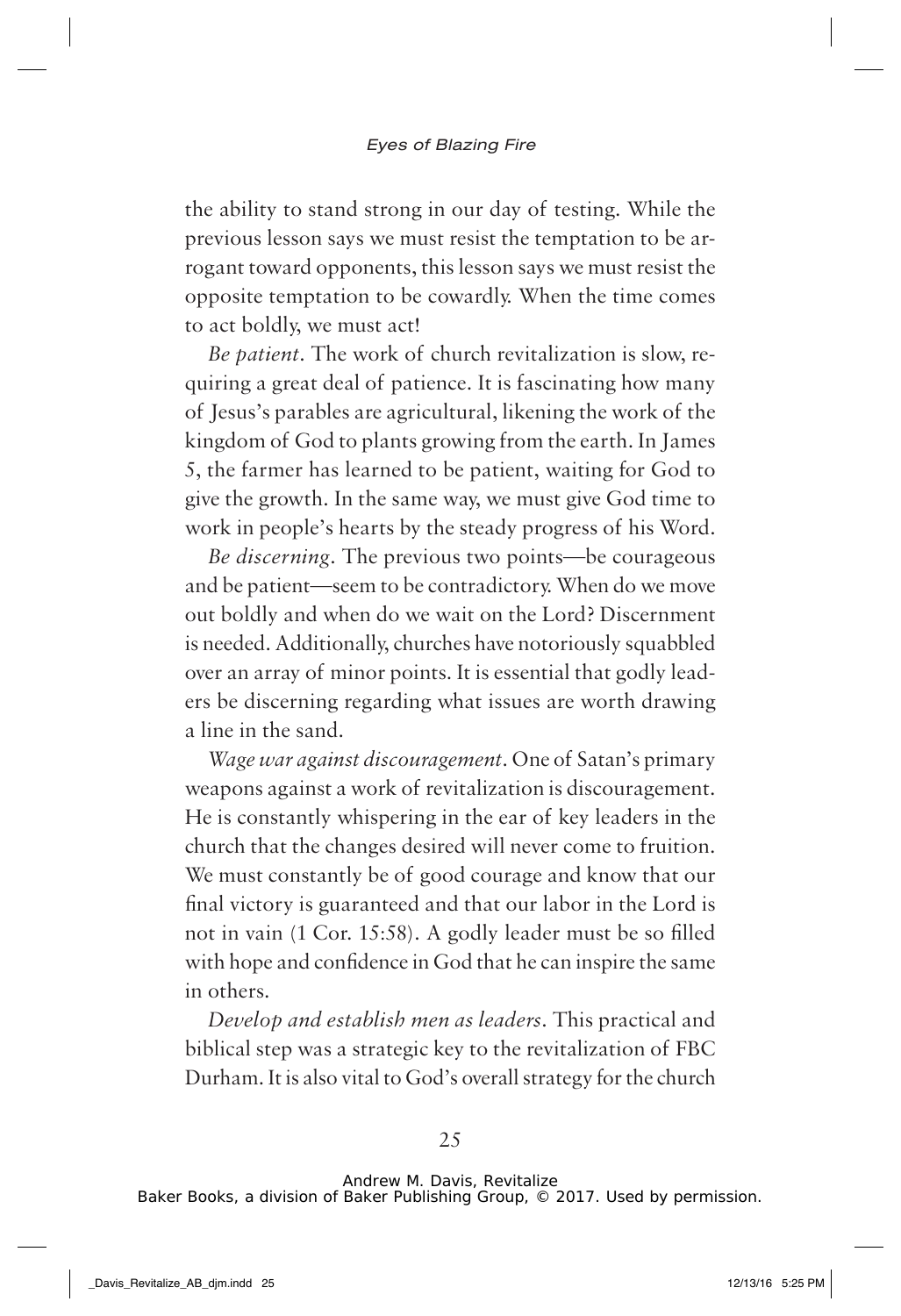the ability to stand strong in our day of testing. While the previous lesson says we must resist the temptation to be arrogant toward opponents, this lesson says we must resist the opposite temptation to be cowardly. When the time comes to act boldly, we must act!

*Be patient*. The work of church revitalization is slow, requiring a great deal of patience. It is fascinating how many of Jesus's parables are agricultural, likening the work of the kingdom of God to plants growing from the earth. In James 5, the farmer has learned to be patient, waiting for God to give the growth. In the same way, we must give God time to work in people's hearts by the steady progress of his Word.

*Be discerning*. The previous two points—be courageous and be patient—seem to be contradictory. When do we move out boldly and when do we wait on the Lord? Discernment is needed. Additionally, churches have notoriously squabbled over an array of minor points. It is essential that godly leaders be discerning regarding what issues are worth drawing a line in the sand.

*Wage war against discouragement*. One of Satan's primary weapons against a work of revitalization is discouragement. He is constantly whispering in the ear of key leaders in the church that the changes desired will never come to fruition. We must constantly be of good courage and know that our final victory is guaranteed and that our labor in the Lord is not in vain (1 Cor. 15:58). A godly leader must be so filled with hope and confidence in God that he can inspire the same in others.

*Develop and establish men as leaders*. This practical and biblical step was a strategic key to the revitalization of FBC Durham. It is also vital to God's overall strategy for the church

Andrew M. Davis, Revitalize
Baker Books, a division of Baker Publishing Group, © 2017. Used by permission.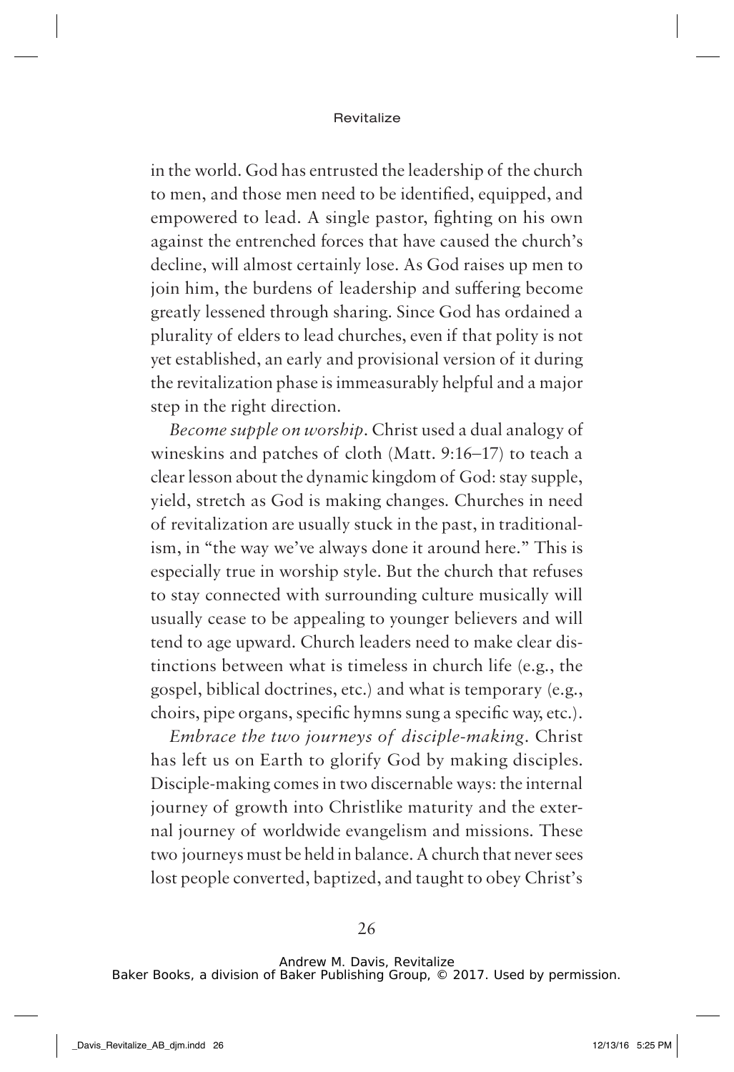in the world. God has entrusted the leadership of the church to men, and those men need to be identified, equipped, and empowered to lead. A single pastor, fighting on his own against the entrenched forces that have caused the church's decline, will almost certainly lose. As God raises up men to join him, the burdens of leadership and suffering become greatly lessened through sharing. Since God has ordained a plurality of elders to lead churches, even if that polity is not yet established, an early and provisional version of it during the revitalization phase is immeasurably helpful and a major step in the right direction.

*Become supple on worship*. Christ used a dual analogy of wineskins and patches of cloth (Matt. 9:16–17) to teach a clear lesson about the dynamic kingdom of God: stay supple, yield, stretch as God is making changes. Churches in need of revitalization are usually stuck in the past, in traditionalism, in "the way we've always done it around here." This is especially true in worship style. But the church that refuses to stay connected with surrounding culture musically will usually cease to be appealing to younger believers and will tend to age upward. Church leaders need to make clear distinctions between what is timeless in church life (e.g., the gospel, biblical doctrines, etc.) and what is temporary (e.g., choirs, pipe organs, specific hymns sung a specific way, etc.).

*Embrace the two journeys of disciple-making*. Christ has left us on Earth to glorify God by making disciples. Disciple-making comes in two discernable ways: the internal journey of growth into Christlike maturity and the external journey of worldwide evangelism and missions. These two journeys must be held in balance. A church that never sees lost people converted, baptized, and taught to obey Christ's

Andrew M. Davis, Revitalize
Baker Books, a division of Baker Publishing Group, © 2017. Used by permission.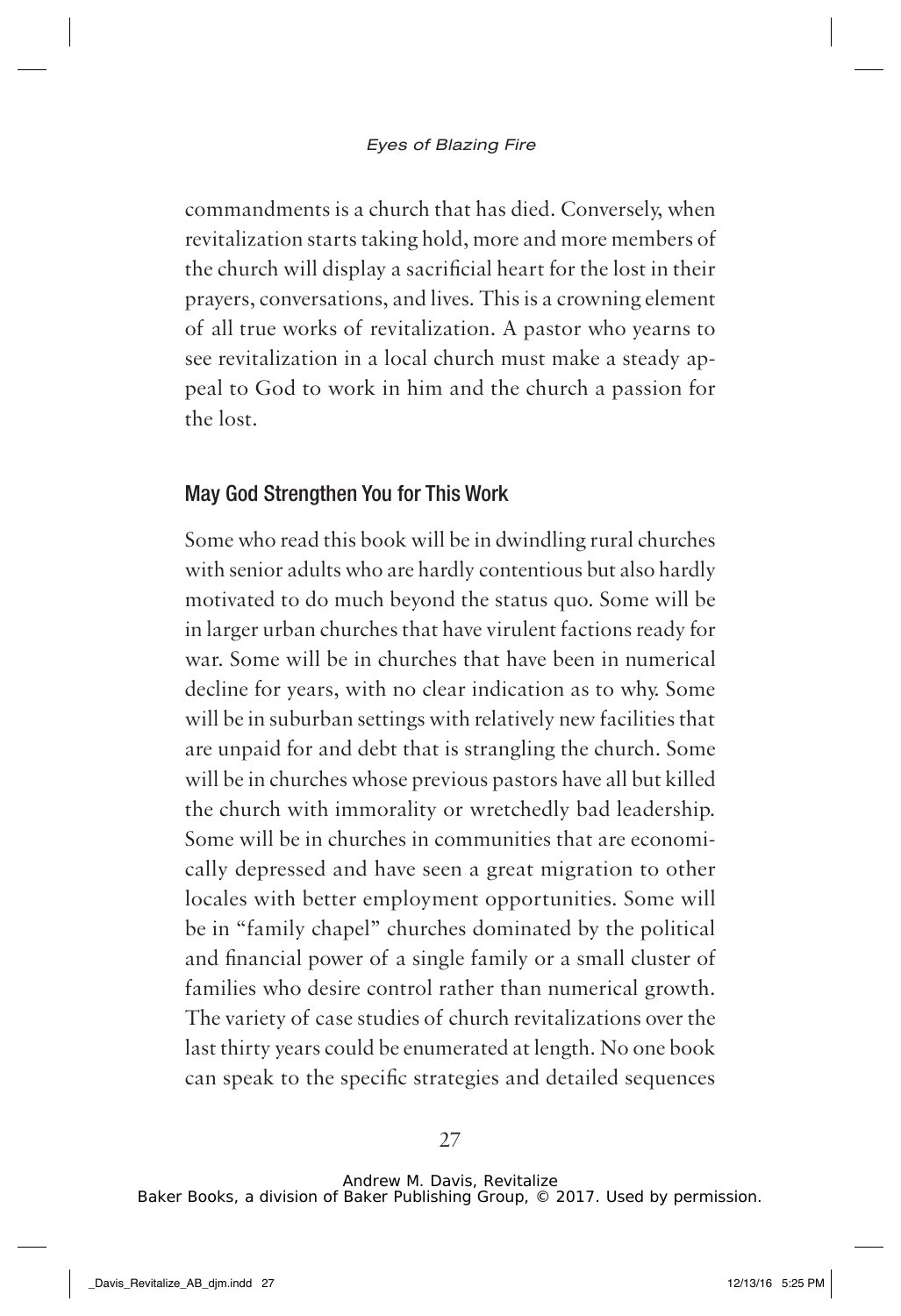commandments is a church that has died. Conversely, when revitalization starts taking hold, more and more members of the church will display a sacrificial heart for the lost in their prayers, conversations, and lives. This is a crowning element of all true works of revitalization. A pastor who yearns to see revitalization in a local church must make a steady appeal to God to work in him and the church a passion for the lost.

## May God Strengthen You for This Work

Some who read this book will be in dwindling rural churches with senior adults who are hardly contentious but also hardly motivated to do much beyond the status quo. Some will be in larger urban churches that have virulent factions ready for war. Some will be in churches that have been in numerical decline for years, with no clear indication as to why. Some will be in suburban settings with relatively new facilities that are unpaid for and debt that is strangling the church. Some will be in churches whose previous pastors have all but killed the church with immorality or wretchedly bad leadership. Some will be in churches in communities that are economically depressed and have seen a great migration to other locales with better employment opportunities. Some will be in "family chapel" churches dominated by the political and financial power of a single family or a small cluster of families who desire control rather than numerical growth. The variety of case studies of church revitalizations over the last thirty years could be enumerated at length. No one book can speak to the specific strategies and detailed sequences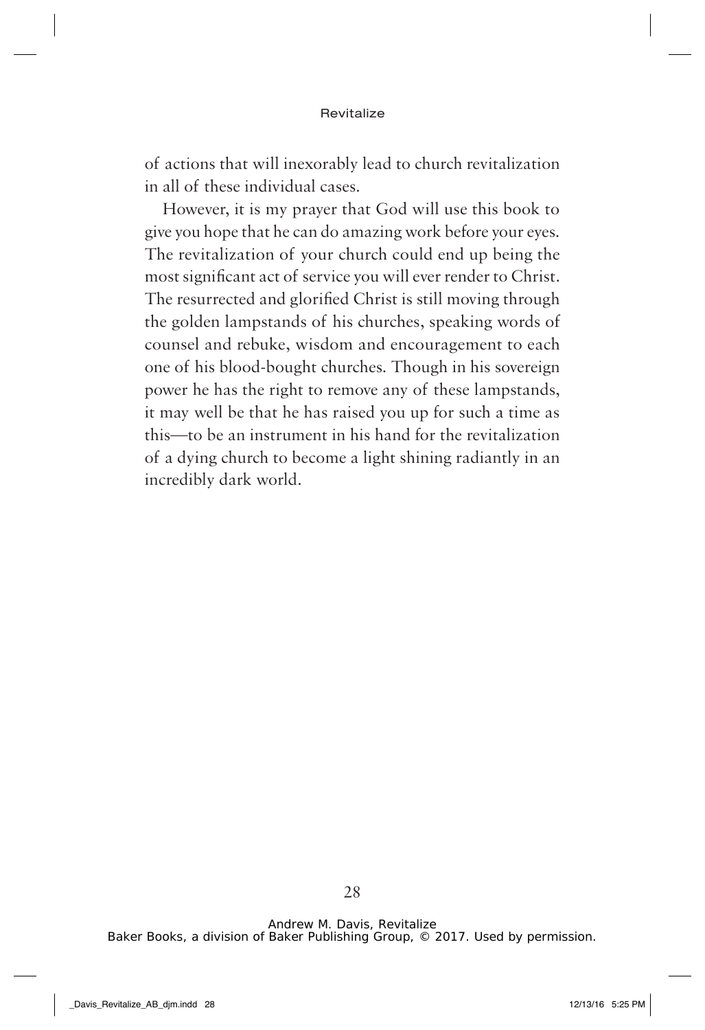of actions that will inexorably lead to church revitalization in all of these individual cases.

However, it is my prayer that God will use this book to give you hope that he can do amazing work before your eyes. The revitalization of your church could end up being the most significant act of service you will ever render to Christ. The resurrected and glorified Christ is still moving through the golden lampstands of his churches, speaking words of counsel and rebuke, wisdom and encouragement to each one of his blood-bought churches. Though in his sovereign power he has the right to remove any of these lampstands, it may well be that he has raised you up for such a time as this—to be an instrument in his hand for the revitalization of a dying church to become a light shining radiantly in an incredibly dark world.

Andrew M. Davis, Revitalize
Baker Books, a division of Baker Publishing Group, © 2017. Used by permission.